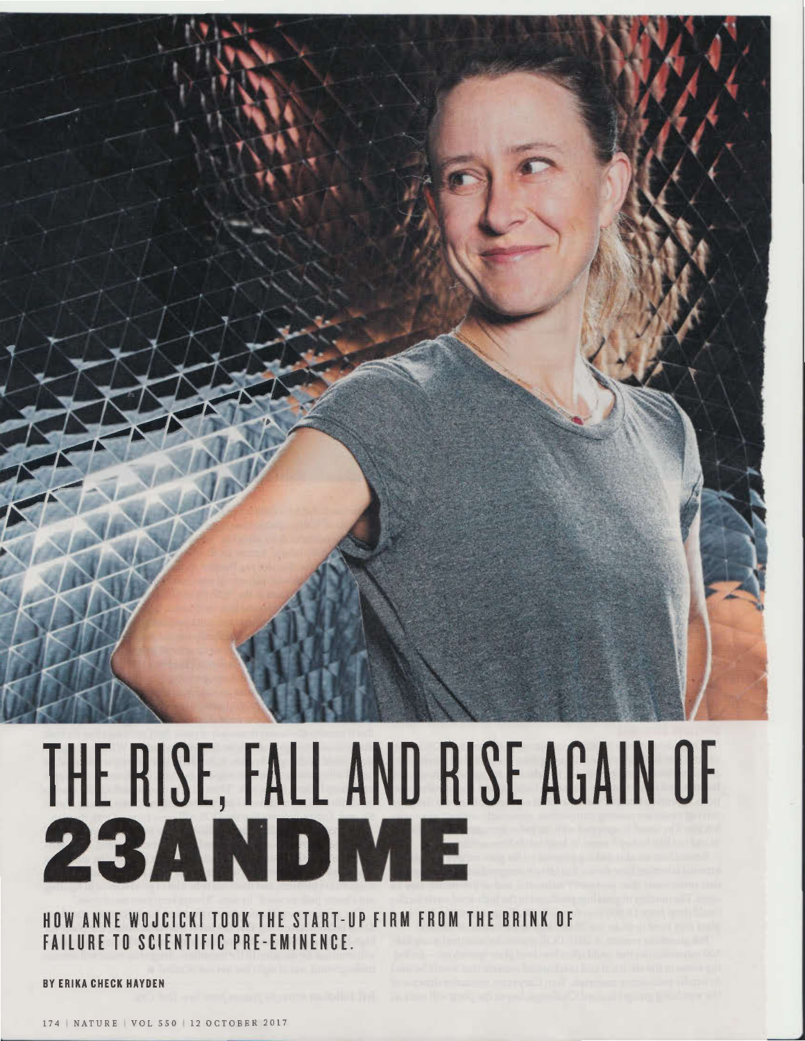# THE RISE, FALL AND RISE AGAIN OF 23ANDME

**HOW ANNE WOJCICKI TOOK THE START-UP FIRM FROM THE BRINK OF FAILURE TO SCIENTIFIC PRE-EMINENCE.**

BY ERIKA CHECK HAYDEN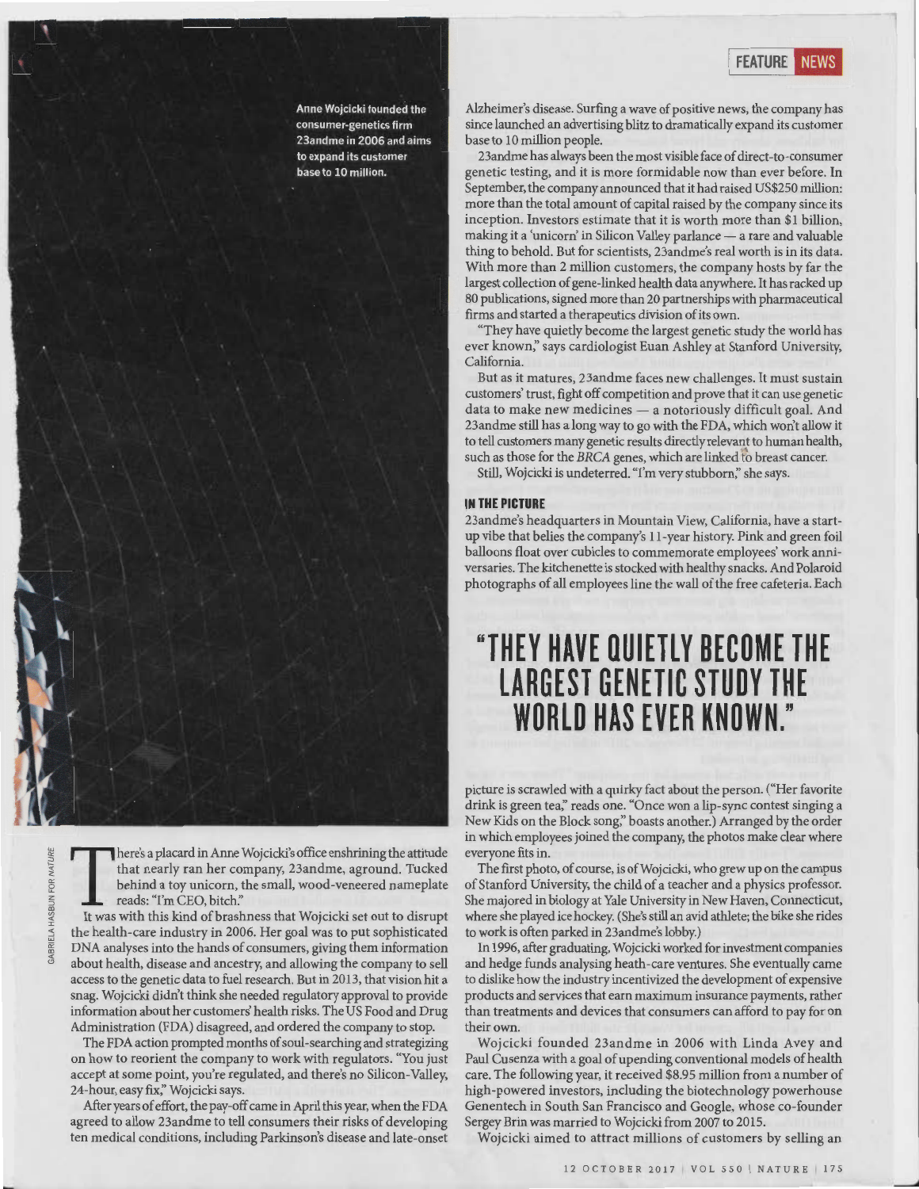Anne Wojcicki founded the consumer-genetics firm 23andme in 2006 and aims to expand its customer base to 10 million.

GABRIELA HASBUN FOR NATURE

There's a placard in Anne Wojcicki's office enshrining the attitude that nearly ran her company, 23andme, aground. Tucked behind a toy unicorn, the small, wood-veneered nameplate reads: "I'm CEO, bitch."

It was with this kind of brashness that Wojcicki set out to disrupt the health-care industry in 2006. Her goal was to put sophisticated DNA analyses into the hands of consumers, giving them information about health, disease and ancestry, and allowing the company to sell access to the genetic data to fuel research. But in 2013, that vision hit a snag. Wojcicki didn't think she needed regulatory approval to provide information about her customers' health risks. The US Food and Drug Administration (FDA) disagreed, and ordered the company to stop.

The FDA action prompted months of soul-searching and strategizing on how to reorient the company to work with regulators. "You just accept at some point, you're regulated, and there's no Silicon-Valley, 24-hour, easy fix," Wojcicki says.

After years of effort, the pay-off came in April this year, when the FDA agreed to allow 23andme to tell consumers their risks of developing ten medical conditions, including Parkinson's disease and late-onset Alzheimer's disease. Surfing a wave of positive news, the company has since launched an advertising blitz to dramatically expand its customer base to 10 million people.

23andme has always been the most visible face of direct-to-consumer genetic testing, and it is more formidable now than ever before. In September, the company announced that it had raised US$250 million: more than the total amount of capital raised by the company since its inception. Investors estimate that it is worth more than $1 billion, making it a 'unicorn' in Silicon Valley parlance — a rare and valuable thing to behold. But for scientists, 23andme's real worth is in its data. With more than 2 million customers, the company hosts by far the largest collection of gene-linked health data anywhere. It has racked up 80 publications, signed more than 20 partnerships with pharmaceutical firms and started a therapeutics division of its own.

"They have quietly become the largest genetic study the world has ever known," says cardiologist Euan Ashley at Stanford University, California.

But as it matures, 23andme faces new challenges. It must sustain customers' trust, fight off competition and prove that it can use genetic data to make new medicines — a notoriously difficult goal. And 23andme still has a long way to go with the FDA, which won't allow it to tell customers many genetic results directly relevant to human health, such as those for the *BRCA* genes, which are linked to breast cancer.

Still, Wojcicki is undeterred. "I'm very stubborn," she says.

### IN THE PICTURE

23andme's headquarters in Mountain View, California, have a start-up vibe that belies the company's 11-year history. Pink and green foil balloons float over cubicles to commemorate employees' work anniversaries. The kitchenette is stocked with healthy snacks. And Polaroid photographs of all employees line the wall of the free cafeteria. Each picture is scrawled with a quirky fact about the person. ("Her favorite drink is green tea," reads one. "Once won a lip-sync contest singing a New Kids on the Block song," boasts another.) Arranged by the order in which employees joined the company, the photos make clear where everyone fits in.

> **"THEY HAVE QUIETLY BECOME THE LARGEST GENETIC STUDY THE WORLD HAS EVER KNOWN."**

The first photo, of course, is of Wojcicki, who grew up on the campus of Stanford University, the child of a teacher and a physics professor. She majored in biology at Yale University in New Haven, Connecticut, where she played ice hockey. (She's still an avid athlete; the bike she rides to work is often parked in 23andme's lobby.)

In 1996, after graduating, Wojcicki worked for investment companies and hedge funds analysing heath-care ventures. She eventually came to dislike how the industry incentivized the development of expensive products and services that earn maximum insurance payments, rather than treatments and devices that consumers can afford to pay for on their own.

Wojcicki founded 23andme in 2006 with Linda Avey and Paul Cusenza with a goal of upending conventional models of health care. The following year, it received $8.95 million from a number of high-powered investors, including the biotechnology powerhouse Genentech in South San Francisco and Google, whose co-founder Sergey Brin was married to Wojcicki from 2007 to 2015.

Wojcicki aimed to attract millions of customers by selling an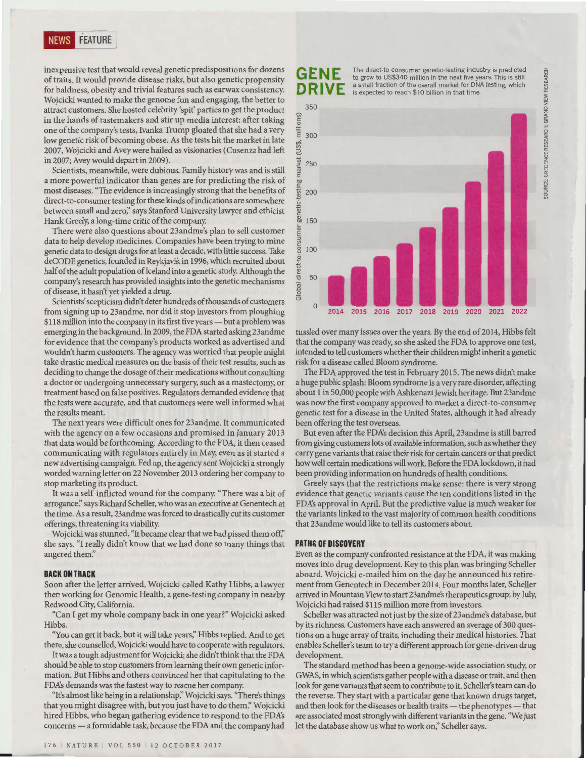inexpensive test that would reveal genetic predispositions for dozens of traits. It would provide disease risks, but also genetic propensity for baldness, obesity and trivial features such as earwax consistency. Wojcicki wanted to make the genome fun and engaging, the better to attract customers. She hosted celebrity 'spit' parties to get the product in the hands of tastemakers and stir up media interest: after taking one of the company's tests, Ivanka Trump gloated that she had a very low genetic risk of becoming obese. As the tests hit the market in late 2007, Wojcicki and Avey were hailed as visionaries (Cusenza had left in 2007; Avey would depart in 2009).

Scientists, meanwhile, were dubious. Family history was and is still a more powerful indicator than genes are for predicting the risk of most diseases. "The evidence is increasingly strong that the benefits of direct-to-consumer testing for these kinds of indications are somewhere between small and zero," says Stanford University lawyer and ethicist Hank Greely, a long-time critic of the company.

There were also questions about 23andme's plan to sell customer data to help develop medicines. Companies have been trying to mine genetic data to design drugs for at least a decade, with little success. Take deCODE genetics, founded in Reykjavik in 1996, which recruited about half of the adult population of Iceland into a genetic study. Although the company's research has provided insights into the genetic mechanisms of disease, it hasn't yet yielded a drug.

Scientists' scepticism didn't deter hundreds of thousands of customers from signing up to 23andme, nor did it stop investors from ploughing $118 million into the company in its first five years — but a problem was emerging in the background. In 2009, the FDA started asking 23andme for evidence that the company's products worked as advertised and wouldn't harm customers. The agency was worried that people might take drastic medical measures on the basis of their test results, such as deciding to change the dosage of their medications without consulting a doctor or undergoing unnecessary surgery, such as a mastectomy, or treatment based on false positives. Regulators demanded evidence that the tests were accurate, and that customers were well informed what the results meant.

The next years were difficult ones for 23andme. It communicated with the agency on a few occasions and promised in January 2013 that data would be forthcoming. According to the FDA, it then ceased communicating with regulators entirely in May, even as it started a new advertising campaign. Fed up, the agency sent Wojcicki a strongly worded warning letter on 22 November 2013 ordering her company to stop marketing its product.

It was a self-inflicted wound for the company. "There was a bit of arrogance," says Richard Scheller, who was an executive at Genentech at the time. As a result, 23andme was forced to drastically cut its customer offerings, threatening its viability.

Wojcicki was stunned. "It became clear that we had pissed them off," she says. "I really didn't know that we had done so many things that angered them."

### BACK ON TRACK

Soon after the letter arrived, Wojcicki called Kathy Hibbs, a lawyer then working for Genomic Health, a gene-testing company in nearby Redwood City, California.

"Can I get my whole company back in one year?" Wojcicki asked Hibbs.

"You can get it back, but it will take years," Hibbs replied. And to get there, she counselled, Wojcicki would have to cooperate with regulators.

It was a tough adjustment for Wojcicki; she didn't think that the FDA should be able to stop customers from learning their own genetic information. But Hibbs and others convinced her that capitulating to the FDA's demands was the fastest way to rescue her company.

"It's almost like being in a relationship," Wojcicki says. "There's things that you might disagree with, but you just have to do them." Wojcicki hired Hibbs, who began gathering evidence to respond to the FDA's concerns — a formidable task, because the FDA and the company had tussled over many issues over the years. By the end of 2014, Hibbs felt that the company was ready, so she asked the FDA to approve one test, intended to tell customers whether their children might inherit a genetic risk for a disease called Bloom syndrome.

The FDA approved the test in February 2015. The news didn't make a huge public splash: Bloom syndrome is a very rare disorder, affecting about 1 in 50,000 people with Ashkenazi Jewish heritage. But 23andme was now the first company approved to market a direct-to-consumer genetic test for a disease in the United States, although it had already been offering the test overseas.

But even after the FDA's decision this April, 23andme is still barred from giving customers lots of available information, such as whether they carry gene variants that raise their risk for certain cancers or that predict how well certain medications will work. Before the FDA lockdown, it had been providing information on hundreds of health conditions.

Greely says that the restrictions make sense: there is very strong evidence that genetic variants cause the ten conditions listed in the FDA's approval in April. But the predictive value is much weaker for the variants linked to the vast majority of common health conditions that 23andme would like to tell its customers about.

### PATHS OF DISCOVERY

Even as the company confronted resistance at the FDA, it was making moves into drug development. Key to this plan was bringing Scheller aboard. Wojcicki e-mailed him on the day he announced his retirement from Genentech in December 2014. Four months later, Scheller arrived in Mountain View to start 23andme's therapeutics group; by July, Wojcicki had raised $115 million more from investors.

Scheller was attracted not just by the size of 23andme's database, but by its richness. Customers have each answered an average of 300 questions on a huge array of traits, including their medical histories. That enables Scheller's team to try a different approach for gene-driven drug development.

The standard method has been a genome-wide association study, or GWAS, in which scientists gather people with a disease or trait, and then look for gene variants that seem to contribute to it. Scheller's team can do the reverse. They start with a particular gene that known drugs target, and then look for the diseases or health traits — the phenotypes — that are associated most strongly with different variants in the gene. "We just let the database show us what to work on," Scheller says.

**GENE DRIVE**

The direct-to-consumer genetic-testing industry is predicted to grow to US$340 million in the next five years. This is still a small fraction of the overall market for DNA testing, which is expected to reach $10 billion in that time.

Global direct-to-consumer genetic-testing market (US$, millions): bar chart, 2014–2022, y-axis 0–350.

SOURCE: CREDENCE RESEARCH; GRAND VIEW RESEARCH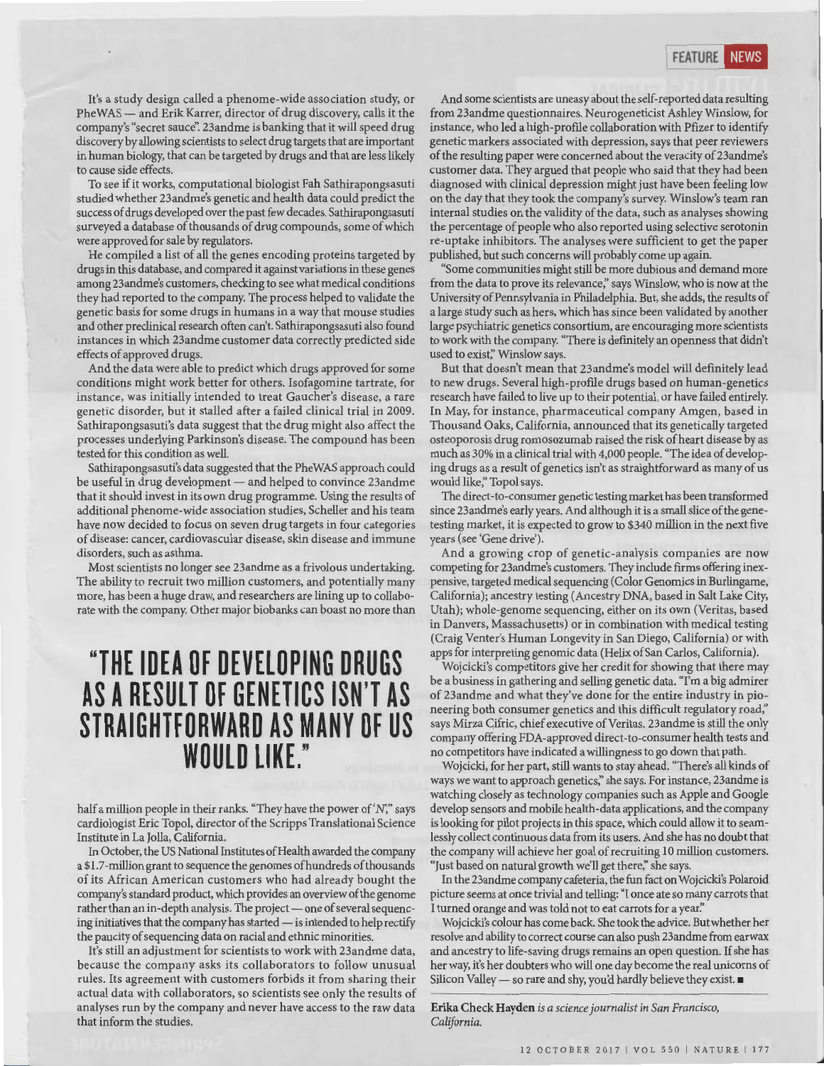It's a study design called a phenome-wide association study, or PheWAS — and Erik Karrer, director of drug discovery, calls it the company's "secret sauce". 23andme is banking that it will speed drug discovery by allowing scientists to select drug targets that are important in human biology, that can be targeted by drugs and that are less likely to cause side effects.

To see if it works, computational biologist Fah Sathirapongsasuti studied whether 23andme's genetic and health data could predict the success of drugs developed over the past few decades. Sathirapongsasuti surveyed a database of thousands of drug compounds, some of which were approved for sale by regulators.

He compiled a list of all the genes encoding proteins targeted by drugs in this database, and compared it against variations in these genes among 23andme's customers, checking to see what medical conditions they had reported to the company. The process helped to validate the genetic basis for some drugs in humans in a way that mouse studies and other preclinical research often can't. Sathirapongsasuti also found instances in which 23andme customer data correctly predicted side effects of approved drugs.

And the data were able to predict which drugs approved for some conditions might work better for others. Isofagomine tartrate, for instance, was initially intended to treat Gaucher's disease, a rare genetic disorder, but it stalled after a failed clinical trial in 2009. Sathirapongsasuti's data suggest that the drug might also affect the processes underlying Parkinson's disease. The compound has been tested for this condition as well.

Sathirapongsasuti's data suggested that the PheWAS approach could be useful in drug development — and helped to convince 23andme that it should invest in its own drug programme. Using the results of additional phenome-wide association studies, Scheller and his team have now decided to focus on seven drug targets in four categories of disease: cancer, cardiovascular disease, skin disease and immune disorders, such as asthma.

Most scientists no longer see 23andme as a frivolous undertaking. The ability to recruit two million customers, and potentially many more, has been a huge draw, and researchers are lining up to collaborate with the company. Other major biobanks can boast no more than half a million people in their ranks. "They have the power of '*N*'," says cardiologist Eric Topol, director of the Scripps Translational Science Institute in La Jolla, California.

> **"THE IDEA OF DEVELOPING DRUGS AS A RESULT OF GENETICS ISN'T AS STRAIGHTFORWARD AS MANY OF US WOULD LIKE."**

In October, the US National Institutes of Health awarded the company a $1.7-million grant to sequence the genomes of hundreds of thousands of its African American customers who had already bought the company's standard product, which provides an overview of the genome rather than an in-depth analysis. The project — one of several sequencing initiatives that the company has started — is intended to help rectify the paucity of sequencing data on racial and ethnic minorities.

It's still an adjustment for scientists to work with 23andme data, because the company asks its collaborators to follow unusual rules. Its agreement with customers forbids it from sharing their actual data with collaborators, so scientists see only the results of analyses run by the company and never have access to the raw data that inform the studies.

And some scientists are uneasy about the self-reported data resulting from 23andme questionnaires. Neurogeneticist Ashley Winslow, for instance, who led a high-profile collaboration with Pfizer to identify genetic markers associated with depression, says that peer reviewers of the resulting paper were concerned about the veracity of 23andme's customer data. They argued that people who said that they had been diagnosed with clinical depression might just have been feeling low on the day that they took the company's survey. Winslow's team ran internal studies on the validity of the data, such as analyses showing the percentage of people who also reported using selective serotonin re-uptake inhibitors. The analyses were sufficient to get the paper published, but such concerns will probably come up again.

"Some communities might still be more dubious and demand more from the data to prove its relevance," says Winslow, who is now at the University of Pennsylvania in Philadelphia. But, she adds, the results of a large study such as hers, which has since been validated by another large psychiatric genetics consortium, are encouraging more scientists to work with the company. "There is definitely an openness that didn't used to exist," Winslow says.

But that doesn't mean that 23andme's model will definitely lead to new drugs. Several high-profile drugs based on human-genetics research have failed to live up to their potential, or have failed entirely. In May, for instance, pharmaceutical company Amgen, based in Thousand Oaks, California, announced that its genetically targeted osteoporosis drug romosozumab raised the risk of heart disease by as much as 30% in a clinical trial with 4,000 people. "The idea of developing drugs as a result of genetics isn't as straightforward as many of us would like," Topol says.

The direct-to-consumer genetic testing market has been transformed since 23andme's early years. And although it is a small slice of the gene-testing market, it is expected to grow to $340 million in the next five years (see 'Gene drive').

And a growing crop of genetic-analysis companies are now competing for 23andme's customers. They include firms offering inexpensive, targeted medical sequencing (Color Genomics in Burlingame, California); ancestry testing (Ancestry DNA, based in Salt Lake City, Utah); whole-genome sequencing, either on its own (Veritas, based in Danvers, Massachusetts) or in combination with medical testing (Craig Venter's Human Longevity in San Diego, California) or with apps for interpreting genomic data (Helix of San Carlos, California).

Wojcicki's competitors give her credit for showing that there may be a business in gathering and selling genetic data. "I'm a big admirer of 23andme and what they've done for the entire industry in pioneering both consumer genetics and this difficult regulatory road," says Mirza Cifric, chief executive of Veritas. 23andme is still the only company offering FDA-approved direct-to-consumer health tests and no competitors have indicated a willingness to go down that path.

Wojcicki, for her part, still wants to stay ahead. "There's all kinds of ways we want to approach genetics," she says. For instance, 23andme is watching closely as technology companies such as Apple and Google develop sensors and mobile health-data applications, and the company is looking for pilot projects in this space, which could allow it to seamlessly collect continuous data from its users. And she has no doubt that the company will achieve her goal of recruiting 10 million customers. "Just based on natural growth we'll get there," she says.

In the 23andme company cafeteria, the fun fact on Wojcicki's Polaroid picture seems at once trivial and telling: "I once ate so many carrots that I turned orange and was told not to eat carrots for a year."

Wojcicki's colour has come back. She took the advice. But whether her resolve and ability to correct course can also push 23andme from earwax and ancestry to life-saving drugs remains an open question. If she has her way, it's her doubters who will one day become the real unicorns of Silicon Valley — so rare and shy, you'd hardly believe they exist. ■

**Erika Check Hayden** *is a science journalist in San Francisco, California.*